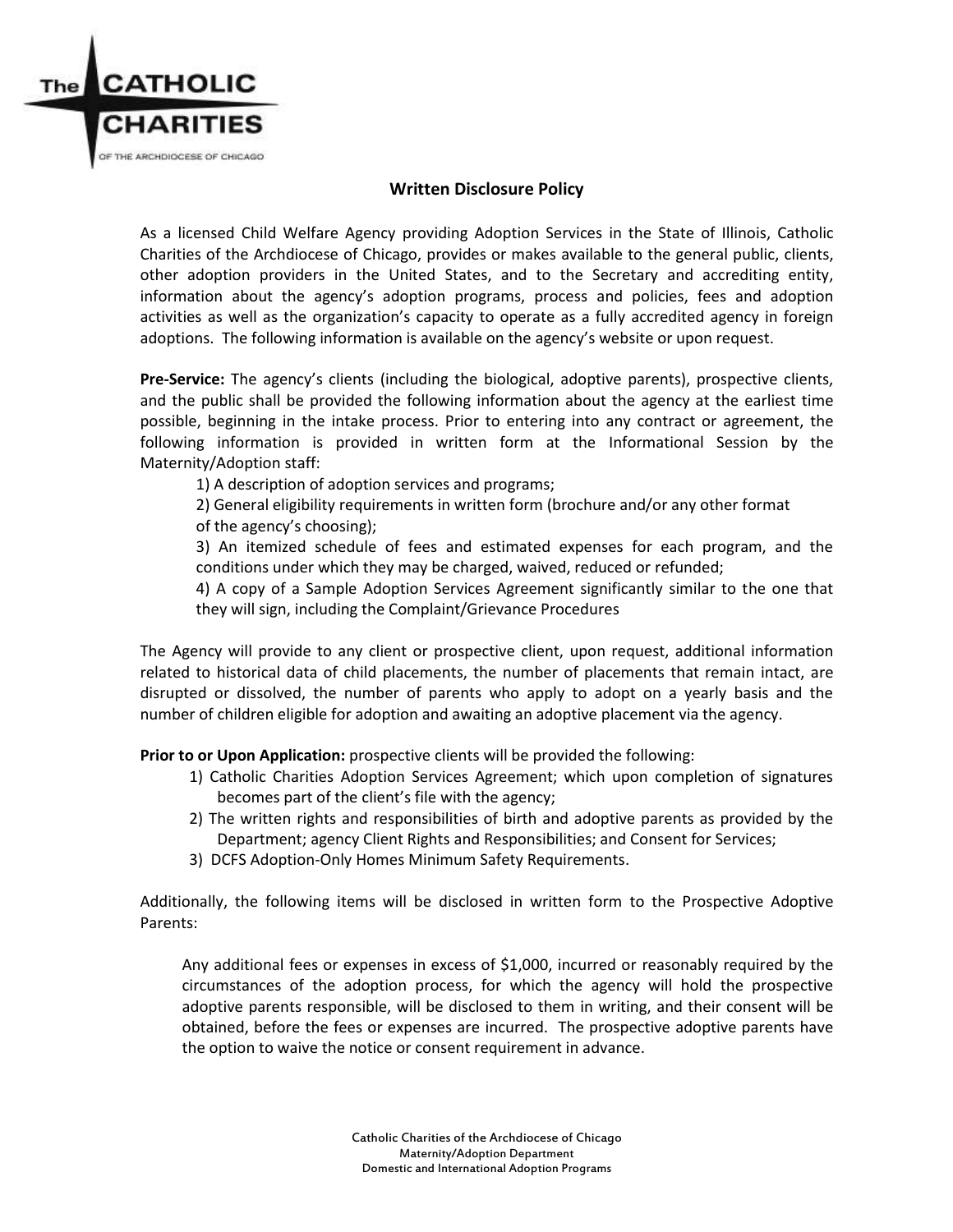# Written Disclosure Policy

As a licensed Child Welfare Agency providing Adoption Services in the State of Illinois, Catholic Charities of the Archdiocese of Chicago, provides or makes available to the general public, clients, other adoption providers in the United States, and to the Secretary and accrediting entity, information about the agency's adoption programs, process and policies, fees and adoption activities as well as the organization's capacity to operate as a fully accredited agency in foreign adoptions. The following information is available on the agency's website or upon request.

**Pre-Service:** The agency's clients (including the biological, adoptive parents), prospective clients, and the public shall be provided the following information about the agency at the earliest time possible, beginning in the intake process. Prior to entering into any contract or agreement, the following information is provided in written form at the Informational Session by the Maternity/Adoption staff:

1) A description of adoption services and programs;
2) General eligibility requirements in written form (brochure and/or any other format of the agency's choosing);
3) An itemized schedule of fees and estimated expenses for each program, and the conditions under which they may be charged, waived, reduced or refunded;
4) A copy of a Sample Adoption Services Agreement significantly similar to the one that they will sign, including the Complaint/Grievance Procedures

The Agency will provide to any client or prospective client, upon request, additional information related to historical data of child placements, the number of placements that remain intact, are disrupted or dissolved, the number of parents who apply to adopt on a yearly basis and the number of children eligible for adoption and awaiting an adoptive placement via the agency.

**Prior to or Upon Application:** prospective clients will be provided the following:

1) Catholic Charities Adoption Services Agreement; which upon completion of signatures becomes part of the client's file with the agency;
2) The written rights and responsibilities of birth and adoptive parents as provided by the Department; agency Client Rights and Responsibilities; and Consent for Services;
3) DCFS Adoption-Only Homes Minimum Safety Requirements.

Additionally, the following items will be disclosed in written form to the Prospective Adoptive Parents:

Any additional fees or expenses in excess of $1,000, incurred or reasonably required by the circumstances of the adoption process, for which the agency will hold the prospective adoptive parents responsible, will be disclosed to them in writing, and their consent will be obtained, before the fees or expenses are incurred. The prospective adoptive parents have the option to waive the notice or consent requirement in advance.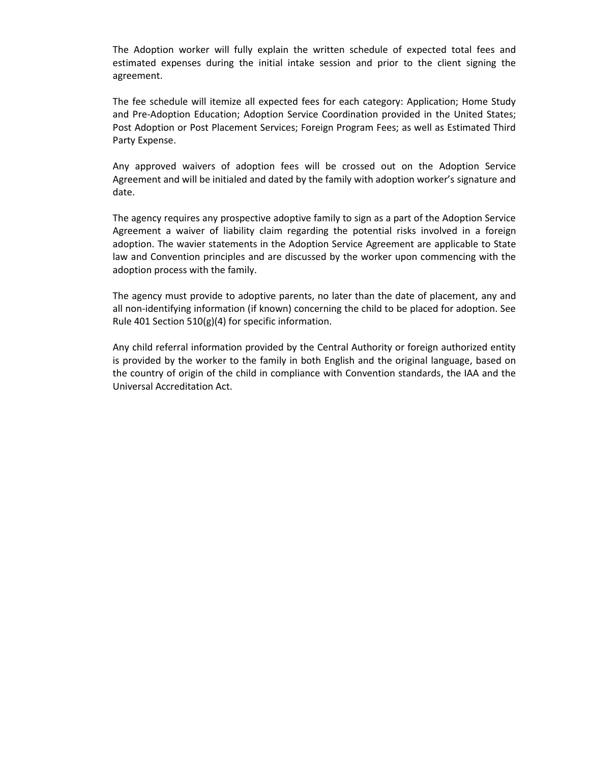The Adoption worker will fully explain the written schedule of expected total fees and estimated expenses during the initial intake session and prior to the client signing the agreement.

The fee schedule will itemize all expected fees for each category: Application; Home Study and Pre-Adoption Education; Adoption Service Coordination provided in the United States; Post Adoption or Post Placement Services; Foreign Program Fees; as well as Estimated Third Party Expense.

Any approved waivers of adoption fees will be crossed out on the Adoption Service Agreement and will be initialed and dated by the family with adoption worker's signature and date.

The agency requires any prospective adoptive family to sign as a part of the Adoption Service Agreement a waiver of liability claim regarding the potential risks involved in a foreign adoption. The wavier statements in the Adoption Service Agreement are applicable to State law and Convention principles and are discussed by the worker upon commencing with the adoption process with the family.

The agency must provide to adoptive parents, no later than the date of placement, any and all non-identifying information (if known) concerning the child to be placed for adoption. See Rule 401 Section 510(g)(4) for specific information.

Any child referral information provided by the Central Authority or foreign authorized entity is provided by the worker to the family in both English and the original language, based on the country of origin of the child in compliance with Convention standards, the IAA and the Universal Accreditation Act.